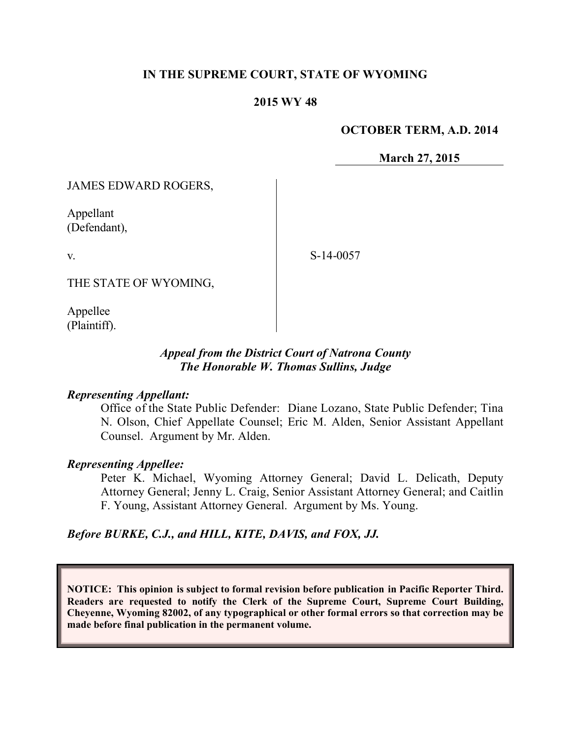**IN THE SUPREME COURT, STATE OF WYOMING**

**2015 WY 48**

**OCTOBER TERM, A.D. 2014**

**March 27, 2015**

JAMES EDWARD ROGERS,

Appellant
(Defendant),

v.

S-14-0057

THE STATE OF WYOMING,

Appellee
(Plaintiff).

*Appeal from the District Court of Natrona County*
*The Honorable W. Thomas Sullins, Judge*

***Representing Appellant:***

Office of the State Public Defender: Diane Lozano, State Public Defender; Tina N. Olson, Chief Appellate Counsel; Eric M. Alden, Senior Assistant Appellant Counsel. Argument by Mr. Alden.

***Representing Appellee:***

Peter K. Michael, Wyoming Attorney General; David L. Delicath, Deputy Attorney General; Jenny L. Craig, Senior Assistant Attorney General; and Caitlin F. Young, Assistant Attorney General. Argument by Ms. Young.

***Before BURKE, C.J., and HILL, KITE, DAVIS, and FOX, JJ.***

**NOTICE: This opinion is subject to formal revision before publication in Pacific Reporter Third. Readers are requested to notify the Clerk of the Supreme Court, Supreme Court Building, Cheyenne, Wyoming 82002, of any typographical or other formal errors so that correction may be made before final publication in the permanent volume.**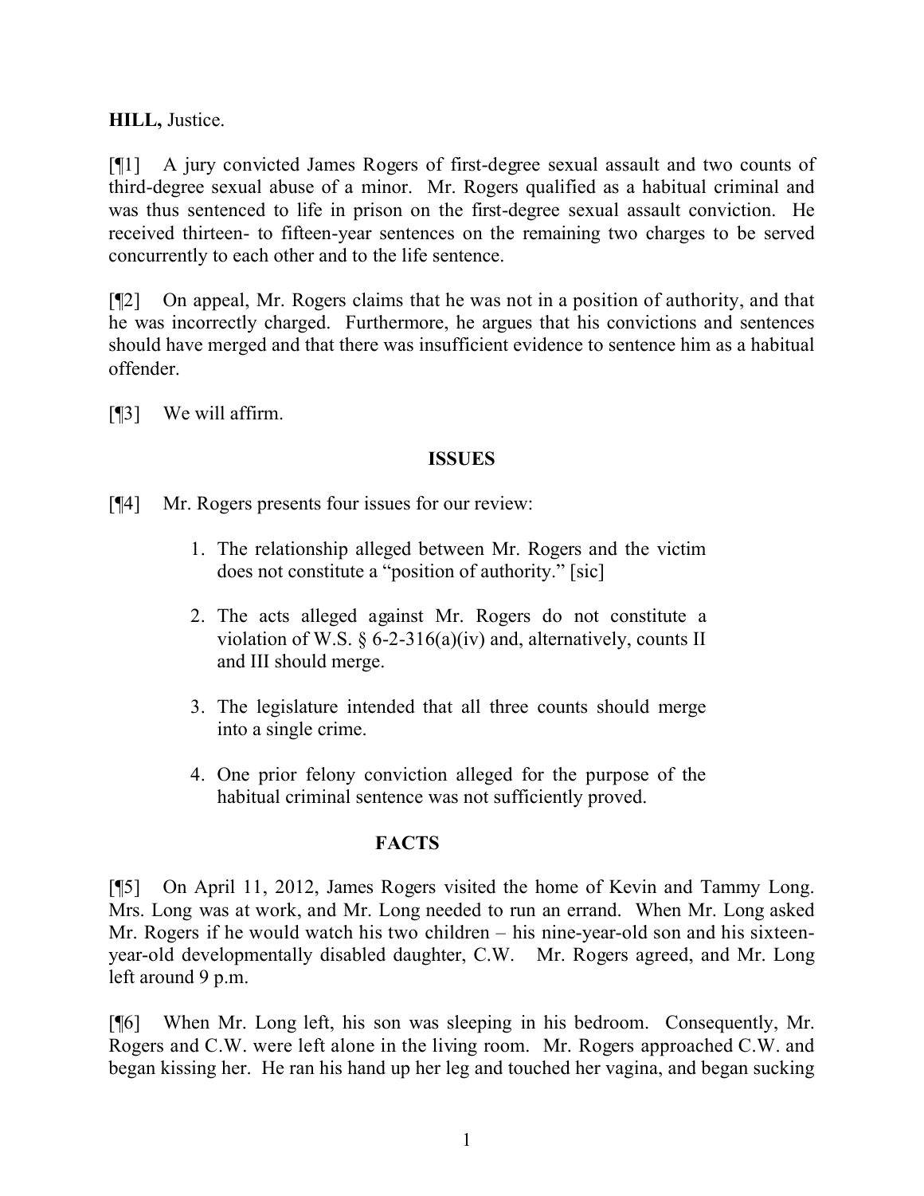**HILL,** Justice.

[¶1] A jury convicted James Rogers of first-degree sexual assault and two counts of third-degree sexual abuse of a minor. Mr. Rogers qualified as a habitual criminal and was thus sentenced to life in prison on the first-degree sexual assault conviction. He received thirteen- to fifteen-year sentences on the remaining two charges to be served concurrently to each other and to the life sentence.

[¶2] On appeal, Mr. Rogers claims that he was not in a position of authority, and that he was incorrectly charged. Furthermore, he argues that his convictions and sentences should have merged and that there was insufficient evidence to sentence him as a habitual offender.

[¶3] We will affirm.

## ISSUES

[¶4] Mr. Rogers presents four issues for our review:

1. The relationship alleged between Mr. Rogers and the victim does not constitute a "position of authority." [sic]
2. The acts alleged against Mr. Rogers do not constitute a violation of W.S. § 6-2-316(a)(iv) and, alternatively, counts II and III should merge.
3. The legislature intended that all three counts should merge into a single crime.
4. One prior felony conviction alleged for the purpose of the habitual criminal sentence was not sufficiently proved.

## FACTS

[¶5] On April 11, 2012, James Rogers visited the home of Kevin and Tammy Long. Mrs. Long was at work, and Mr. Long needed to run an errand. When Mr. Long asked Mr. Rogers if he would watch his two children – his nine-year-old son and his sixteen-year-old developmentally disabled daughter, C.W. Mr. Rogers agreed, and Mr. Long left around 9 p.m.

[¶6] When Mr. Long left, his son was sleeping in his bedroom. Consequently, Mr. Rogers and C.W. were left alone in the living room. Mr. Rogers approached C.W. and began kissing her. He ran his hand up her leg and touched her vagina, and began sucking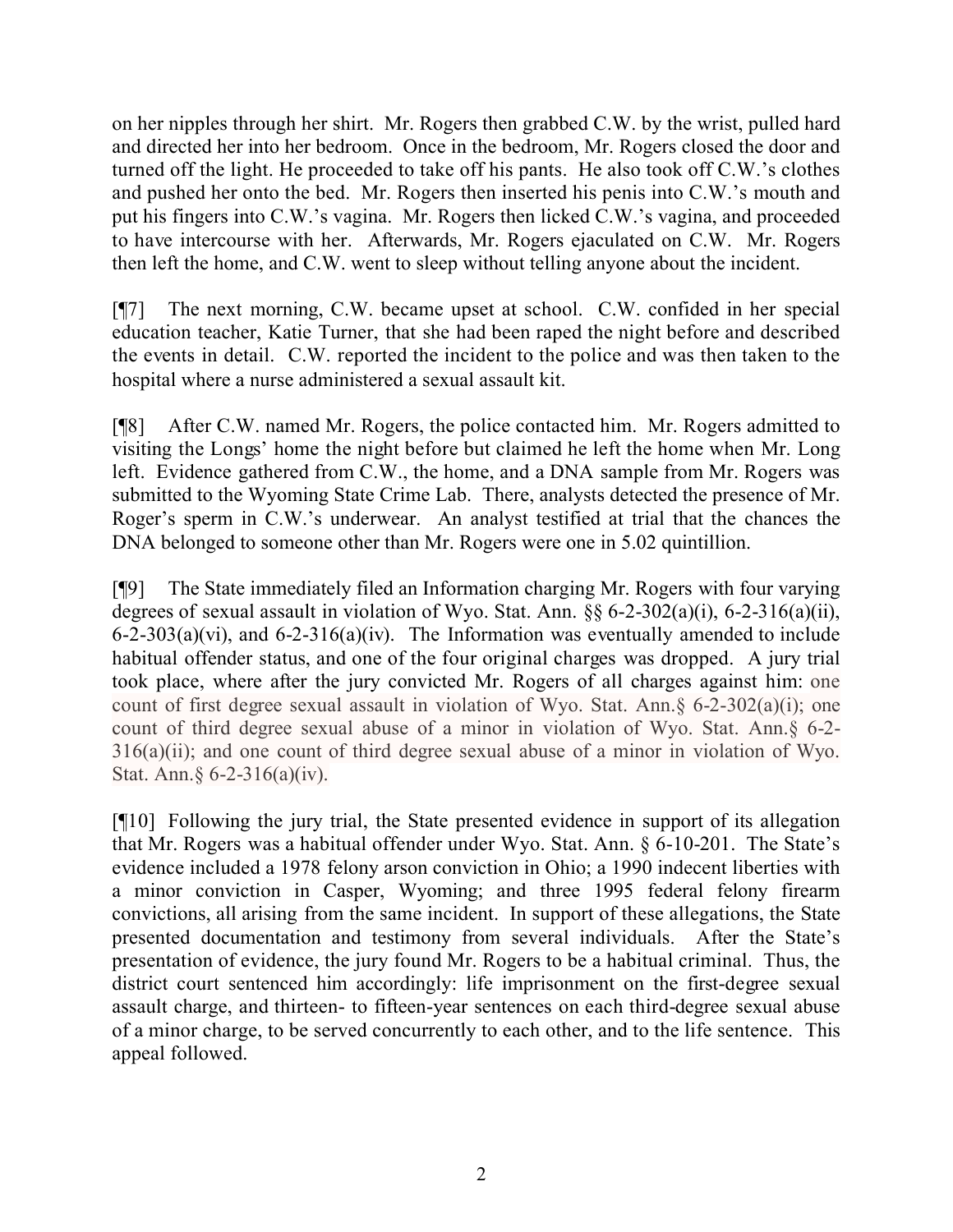on her nipples through her shirt. Mr. Rogers then grabbed C.W. by the wrist, pulled hard and directed her into her bedroom. Once in the bedroom, Mr. Rogers closed the door and turned off the light. He proceeded to take off his pants. He also took off C.W.'s clothes and pushed her onto the bed. Mr. Rogers then inserted his penis into C.W.'s mouth and put his fingers into C.W.'s vagina. Mr. Rogers then licked C.W.'s vagina, and proceeded to have intercourse with her. Afterwards, Mr. Rogers ejaculated on C.W. Mr. Rogers then left the home, and C.W. went to sleep without telling anyone about the incident.

[¶7] The next morning, C.W. became upset at school. C.W. confided in her special education teacher, Katie Turner, that she had been raped the night before and described the events in detail. C.W. reported the incident to the police and was then taken to the hospital where a nurse administered a sexual assault kit.

[¶8] After C.W. named Mr. Rogers, the police contacted him. Mr. Rogers admitted to visiting the Longs' home the night before but claimed he left the home when Mr. Long left. Evidence gathered from C.W., the home, and a DNA sample from Mr. Rogers was submitted to the Wyoming State Crime Lab. There, analysts detected the presence of Mr. Roger's sperm in C.W.'s underwear. An analyst testified at trial that the chances the DNA belonged to someone other than Mr. Rogers were one in 5.02 quintillion.

[¶9] The State immediately filed an Information charging Mr. Rogers with four varying degrees of sexual assault in violation of Wyo. Stat. Ann. §§ 6-2-302(a)(i), 6-2-316(a)(ii), 6-2-303(a)(vi), and 6-2-316(a)(iv). The Information was eventually amended to include habitual offender status, and one of the four original charges was dropped. A jury trial took place, where after the jury convicted Mr. Rogers of all charges against him: one count of first degree sexual assault in violation of Wyo. Stat. Ann.§ 6-2-302(a)(i); one count of third degree sexual abuse of a minor in violation of Wyo. Stat. Ann.§ 6-2-316(a)(ii); and one count of third degree sexual abuse of a minor in violation of Wyo. Stat. Ann.§ 6-2-316(a)(iv).

[¶10] Following the jury trial, the State presented evidence in support of its allegation that Mr. Rogers was a habitual offender under Wyo. Stat. Ann. § 6-10-201. The State's evidence included a 1978 felony arson conviction in Ohio; a 1990 indecent liberties with a minor conviction in Casper, Wyoming; and three 1995 federal felony firearm convictions, all arising from the same incident. In support of these allegations, the State presented documentation and testimony from several individuals. After the State's presentation of evidence, the jury found Mr. Rogers to be a habitual criminal. Thus, the district court sentenced him accordingly: life imprisonment on the first-degree sexual assault charge, and thirteen- to fifteen-year sentences on each third-degree sexual abuse of a minor charge, to be served concurrently to each other, and to the life sentence. This appeal followed.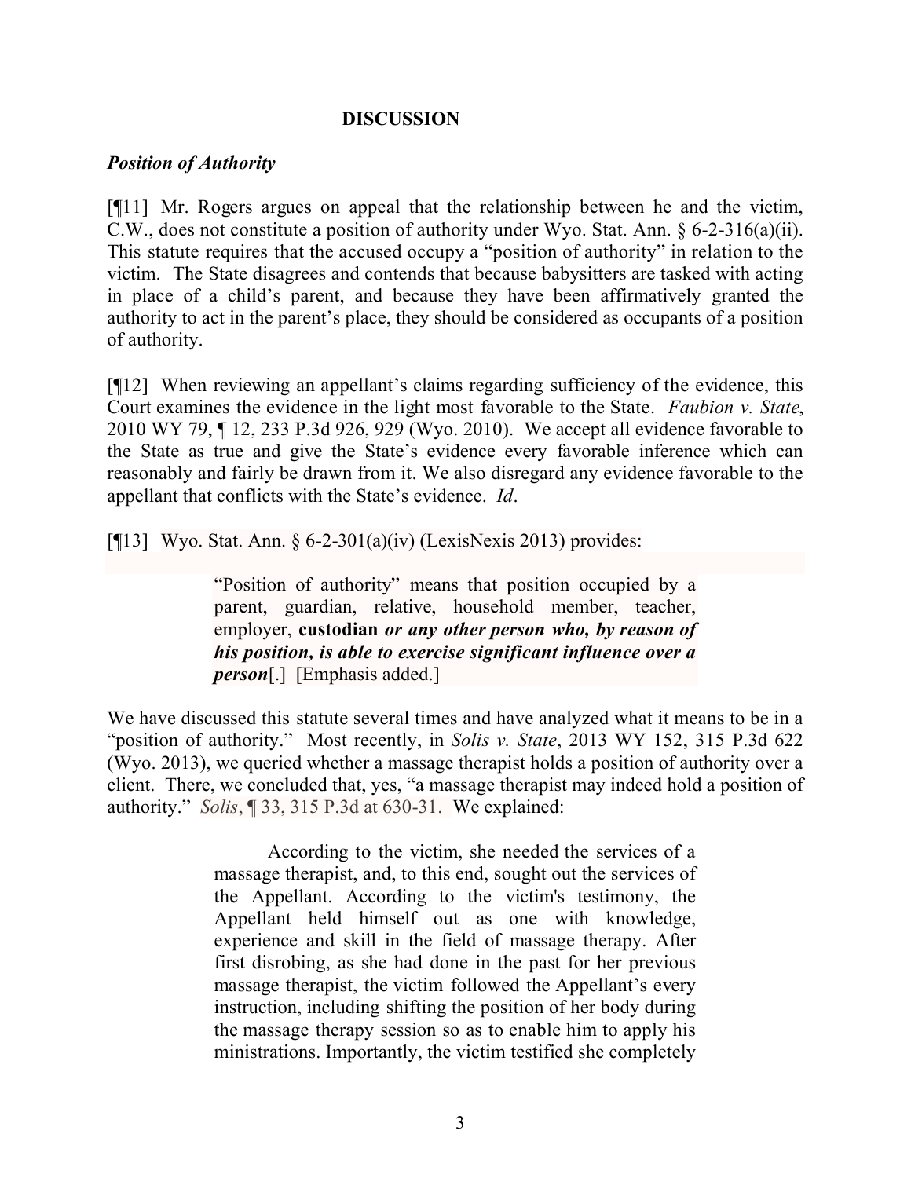## DISCUSSION

### *Position of Authority*

[¶11] Mr. Rogers argues on appeal that the relationship between he and the victim, C.W., does not constitute a position of authority under Wyo. Stat. Ann. § 6-2-316(a)(ii). This statute requires that the accused occupy a "position of authority" in relation to the victim. The State disagrees and contends that because babysitters are tasked with acting in place of a child's parent, and because they have been affirmatively granted the authority to act in the parent's place, they should be considered as occupants of a position of authority.

[¶12] When reviewing an appellant's claims regarding sufficiency of the evidence, this Court examines the evidence in the light most favorable to the State. *Faubion v. State*, 2010 WY 79, ¶ 12, 233 P.3d 926, 929 (Wyo. 2010). We accept all evidence favorable to the State as true and give the State's evidence every favorable inference which can reasonably and fairly be drawn from it. We also disregard any evidence favorable to the appellant that conflicts with the State's evidence. *Id*.

[¶13] Wyo. Stat. Ann. § 6-2-301(a)(iv) (LexisNexis 2013) provides:

> "Position of authority" means that position occupied by a parent, guardian, relative, household member, teacher, employer, **custodian** ***or any other person who, by reason of his position, is able to exercise significant influence over a person***[.] [Emphasis added.]

We have discussed this statute several times and have analyzed what it means to be in a "position of authority." Most recently, in *Solis v. State*, 2013 WY 152, 315 P.3d 622 (Wyo. 2013), we queried whether a massage therapist holds a position of authority over a client. There, we concluded that, yes, "a massage therapist may indeed hold a position of authority." *Solis*, ¶ 33, 315 P.3d at 630-31. We explained:

> According to the victim, she needed the services of a massage therapist, and, to this end, sought out the services of the Appellant. According to the victim's testimony, the Appellant held himself out as one with knowledge, experience and skill in the field of massage therapy. After first disrobing, as she had done in the past for her previous massage therapist, the victim followed the Appellant's every instruction, including shifting the position of her body during the massage therapy session so as to enable him to apply his ministrations. Importantly, the victim testified she completely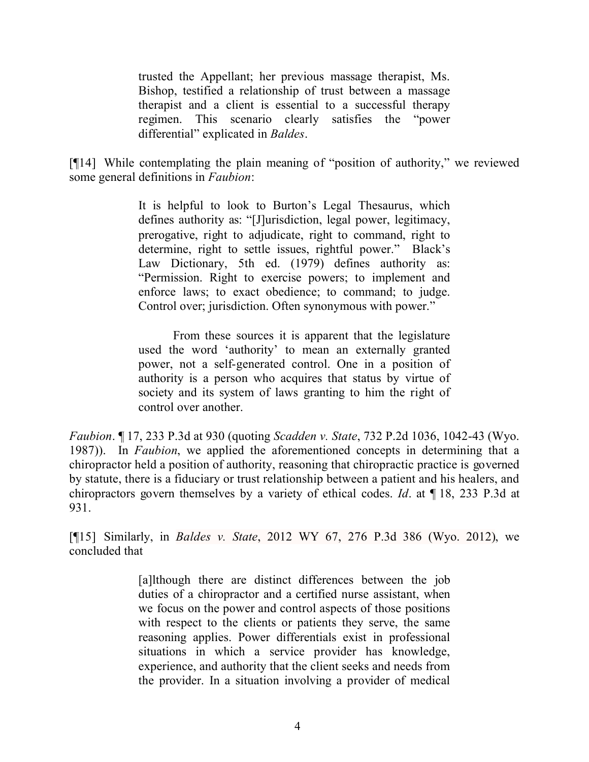> trusted the Appellant; her previous massage therapist, Ms. Bishop, testified a relationship of trust between a massage therapist and a client is essential to a successful therapy regimen. This scenario clearly satisfies the "power differential" explicated in *Baldes*.

[¶14] While contemplating the plain meaning of "position of authority," we reviewed some general definitions in *Faubion*:

> It is helpful to look to Burton's Legal Thesaurus, which defines authority as: "[J]urisdiction, legal power, legitimacy, prerogative, right to adjudicate, right to command, right to determine, right to settle issues, rightful power." Black's Law Dictionary, 5th ed. (1979) defines authority as: "Permission. Right to exercise powers; to implement and enforce laws; to exact obedience; to command; to judge. Control over; jurisdiction. Often synonymous with power."
>
> From these sources it is apparent that the legislature used the word 'authority' to mean an externally granted power, not a self-generated control. One in a position of authority is a person who acquires that status by virtue of society and its system of laws granting to him the right of control over another.

*Faubion*. ¶ 17, 233 P.3d at 930 (quoting *Scadden v. State*, 732 P.2d 1036, 1042-43 (Wyo. 1987)). In *Faubion*, we applied the aforementioned concepts in determining that a chiropractor held a position of authority, reasoning that chiropractic practice is governed by statute, there is a fiduciary or trust relationship between a patient and his healers, and chiropractors govern themselves by a variety of ethical codes. *Id*. at ¶ 18, 233 P.3d at 931.

[¶15] Similarly, in *Baldes v. State*, 2012 WY 67, 276 P.3d 386 (Wyo. 2012), we concluded that

> [a]lthough there are distinct differences between the job duties of a chiropractor and a certified nurse assistant, when we focus on the power and control aspects of those positions with respect to the clients or patients they serve, the same reasoning applies. Power differentials exist in professional situations in which a service provider has knowledge, experience, and authority that the client seeks and needs from the provider. In a situation involving a provider of medical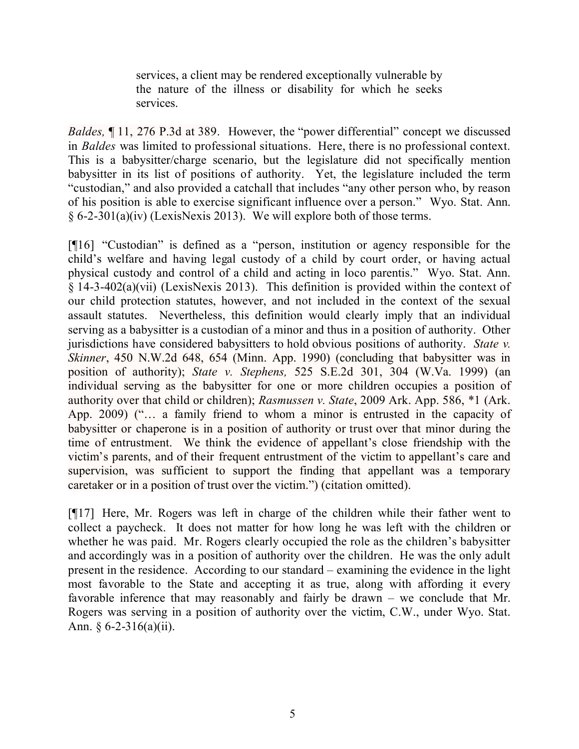> services, a client may be rendered exceptionally vulnerable by the nature of the illness or disability for which he seeks services.

*Baldes,* ¶ 11, 276 P.3d at 389. However, the "power differential" concept we discussed in *Baldes* was limited to professional situations. Here, there is no professional context. This is a babysitter/charge scenario, but the legislature did not specifically mention babysitter in its list of positions of authority. Yet, the legislature included the term "custodian," and also provided a catchall that includes "any other person who, by reason of his position is able to exercise significant influence over a person." Wyo. Stat. Ann. § 6-2-301(a)(iv) (LexisNexis 2013). We will explore both of those terms.

[¶16] "Custodian" is defined as a "person, institution or agency responsible for the child's welfare and having legal custody of a child by court order, or having actual physical custody and control of a child and acting in loco parentis." Wyo. Stat. Ann. § 14-3-402(a)(vii) (LexisNexis 2013). This definition is provided within the context of our child protection statutes, however, and not included in the context of the sexual assault statutes. Nevertheless, this definition would clearly imply that an individual serving as a babysitter is a custodian of a minor and thus in a position of authority. Other jurisdictions have considered babysitters to hold obvious positions of authority. *State v. Skinner*, 450 N.W.2d 648, 654 (Minn. App. 1990) (concluding that babysitter was in position of authority); *State v. Stephens,* 525 S.E.2d 301, 304 (W.Va. 1999) (an individual serving as the babysitter for one or more children occupies a position of authority over that child or children); *Rasmussen v. State*, 2009 Ark. App. 586, *1 (Ark. App. 2009) ("… a family friend to whom a minor is entrusted in the capacity of babysitter or chaperone is in a position of authority or trust over that minor during the time of entrustment. We think the evidence of appellant's close friendship with the victim's parents, and of their frequent entrustment of the victim to appellant's care and supervision, was sufficient to support the finding that appellant was a temporary caretaker or in a position of trust over the victim.") (citation omitted).

[¶17] Here, Mr. Rogers was left in charge of the children while their father went to collect a paycheck. It does not matter for how long he was left with the children or whether he was paid. Mr. Rogers clearly occupied the role as the children's babysitter and accordingly was in a position of authority over the children. He was the only adult present in the residence. According to our standard – examining the evidence in the light most favorable to the State and accepting it as true, along with affording it every favorable inference that may reasonably and fairly be drawn – we conclude that Mr. Rogers was serving in a position of authority over the victim, C.W., under Wyo. Stat. Ann. § 6-2-316(a)(ii).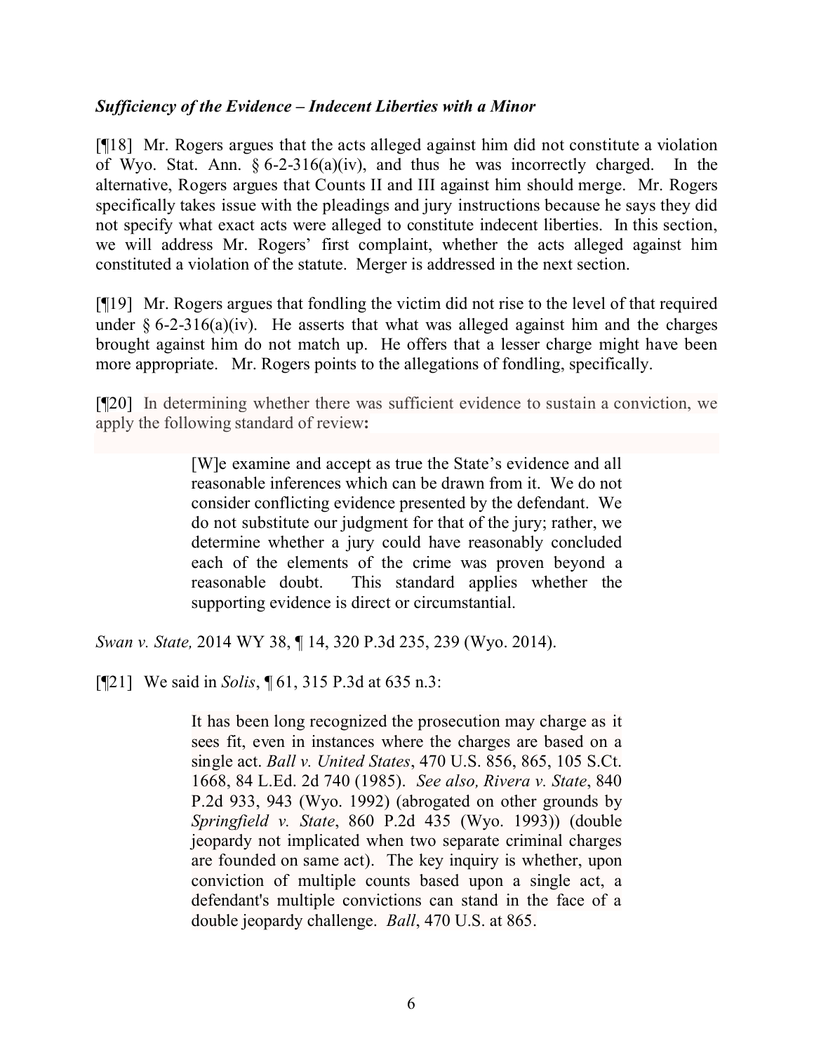### *Sufficiency of the Evidence – Indecent Liberties with a Minor*

[¶18] Mr. Rogers argues that the acts alleged against him did not constitute a violation of Wyo. Stat. Ann. § 6-2-316(a)(iv), and thus he was incorrectly charged. In the alternative, Rogers argues that Counts II and III against him should merge. Mr. Rogers specifically takes issue with the pleadings and jury instructions because he says they did not specify what exact acts were alleged to constitute indecent liberties. In this section, we will address Mr. Rogers' first complaint, whether the acts alleged against him constituted a violation of the statute. Merger is addressed in the next section.

[¶19] Mr. Rogers argues that fondling the victim did not rise to the level of that required under § 6-2-316(a)(iv). He asserts that what was alleged against him and the charges brought against him do not match up. He offers that a lesser charge might have been more appropriate. Mr. Rogers points to the allegations of fondling, specifically.

[¶20] In determining whether there was sufficient evidence to sustain a conviction, we apply the following standard of review**:**

> [W]e examine and accept as true the State's evidence and all reasonable inferences which can be drawn from it. We do not consider conflicting evidence presented by the defendant. We do not substitute our judgment for that of the jury; rather, we determine whether a jury could have reasonably concluded each of the elements of the crime was proven beyond a reasonable doubt. This standard applies whether the supporting evidence is direct or circumstantial.

*Swan v. State,* 2014 WY 38, ¶ 14, 320 P.3d 235, 239 (Wyo. 2014).

[¶21] We said in *Solis*, ¶ 61, 315 P.3d at 635 n.3:

> It has been long recognized the prosecution may charge as it sees fit, even in instances where the charges are based on a single act. *Ball v. United States*, 470 U.S. 856, 865, 105 S.Ct. 1668, 84 L.Ed. 2d 740 (1985). *See also, Rivera v. State*, 840 P.2d 933, 943 (Wyo. 1992) (abrogated on other grounds by *Springfield v. State*, 860 P.2d 435 (Wyo. 1993)) (double jeopardy not implicated when two separate criminal charges are founded on same act). The key inquiry is whether, upon conviction of multiple counts based upon a single act, a defendant's multiple convictions can stand in the face of a double jeopardy challenge. *Ball*, 470 U.S. at 865.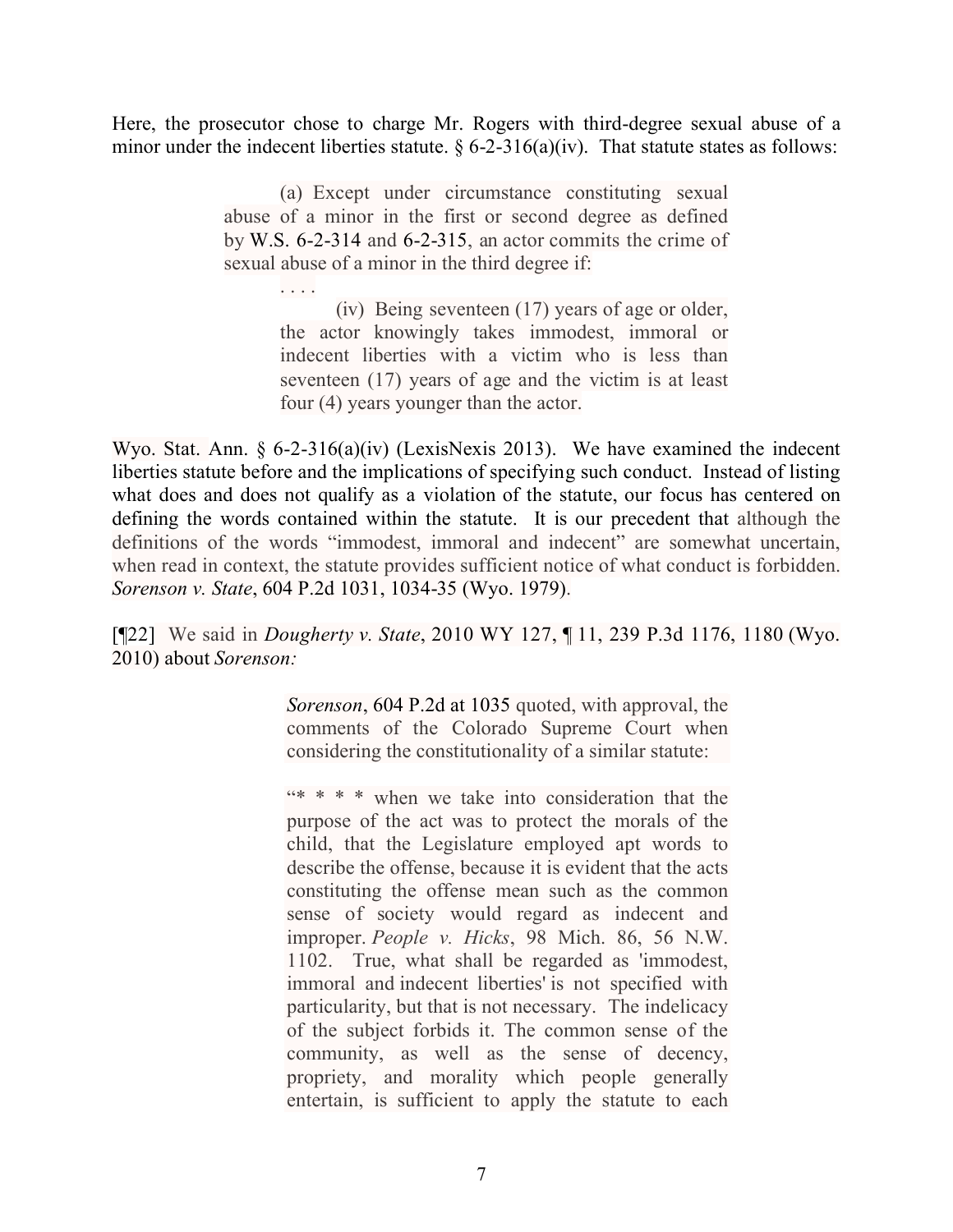Here, the prosecutor chose to charge Mr. Rogers with third-degree sexual abuse of a minor under the indecent liberties statute. § 6-2-316(a)(iv). That statute states as follows:

> (a) Except under circumstance constituting sexual abuse of a minor in the first or second degree as defined by W.S. 6-2-314 and 6-2-315, an actor commits the crime of sexual abuse of a minor in the third degree if:
>
> . . . .
>
> (iv) Being seventeen (17) years of age or older, the actor knowingly takes immodest, immoral or indecent liberties with a victim who is less than seventeen (17) years of age and the victim is at least four (4) years younger than the actor.

Wyo. Stat. Ann. § 6-2-316(a)(iv) (LexisNexis 2013). We have examined the indecent liberties statute before and the implications of specifying such conduct. Instead of listing what does and does not qualify as a violation of the statute, our focus has centered on defining the words contained within the statute. It is our precedent that although the definitions of the words "immodest, immoral and indecent" are somewhat uncertain, when read in context, the statute provides sufficient notice of what conduct is forbidden. *Sorenson v. State*, 604 P.2d 1031, 1034-35 (Wyo. 1979).

[¶22] We said in *Dougherty v. State*, 2010 WY 127, ¶ 11, 239 P.3d 1176, 1180 (Wyo. 2010) about *Sorenson:*

> *Sorenson*, 604 P.2d at 1035 quoted, with approval, the comments of the Colorado Supreme Court when considering the constitutionality of a similar statute:
>
> "* * * * when we take into consideration that the purpose of the act was to protect the morals of the child, that the Legislature employed apt words to describe the offense, because it is evident that the acts constituting the offense mean such as the common sense of society would regard as indecent and improper. *People v. Hicks*, 98 Mich. 86, 56 N.W. 1102. True, what shall be regarded as 'immodest, immoral and indecent liberties' is not specified with particularity, but that is not necessary. The indelicacy of the subject forbids it. The common sense of the community, as well as the sense of decency, propriety, and morality which people generally entertain, is sufficient to apply the statute to each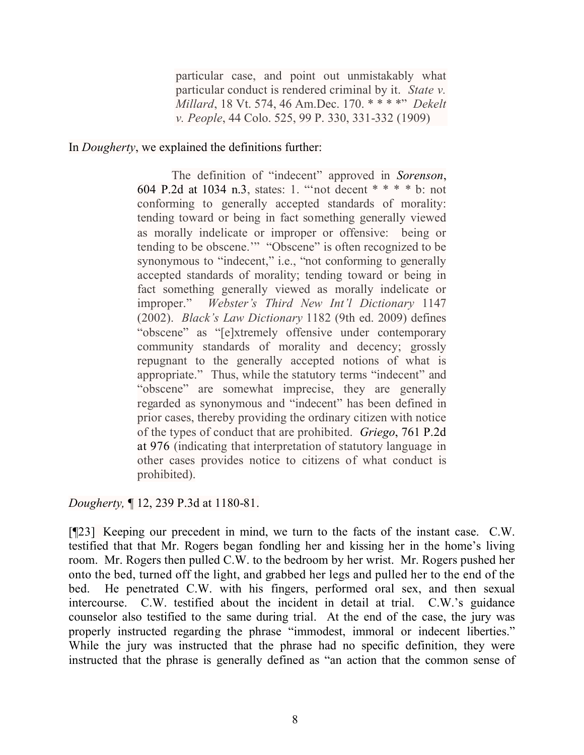> particular case, and point out unmistakably what particular conduct is rendered criminal by it. *State v. Millard*, 18 Vt. 574, 46 Am.Dec. 170. * * * *" *Dekelt v. People*, 44 Colo. 525, 99 P. 330, 331-332 (1909)

In *Dougherty*, we explained the definitions further:

> The definition of "indecent" approved in *Sorenson*, 604 P.2d at 1034 n.3, states: 1. "'not decent * * * * b: not conforming to generally accepted standards of morality: tending toward or being in fact something generally viewed as morally indelicate or improper or offensive: being or tending to be obscene.'" "Obscene" is often recognized to be synonymous to "indecent," i.e., "not conforming to generally accepted standards of morality; tending toward or being in fact something generally viewed as morally indelicate or improper." *Webster's Third New Int'l Dictionary* 1147 (2002). *Black's Law Dictionary* 1182 (9th ed. 2009) defines "obscene" as "[e]xtremely offensive under contemporary community standards of morality and decency; grossly repugnant to the generally accepted notions of what is appropriate." Thus, while the statutory terms "indecent" and "obscene" are somewhat imprecise, they are generally regarded as synonymous and "indecent" has been defined in prior cases, thereby providing the ordinary citizen with notice of the types of conduct that are prohibited. *Griego*, 761 P.2d at 976 (indicating that interpretation of statutory language in other cases provides notice to citizens of what conduct is prohibited).

*Dougherty,* ¶ 12, 239 P.3d at 1180-81.

[¶23] Keeping our precedent in mind, we turn to the facts of the instant case. C.W. testified that that Mr. Rogers began fondling her and kissing her in the home's living room. Mr. Rogers then pulled C.W. to the bedroom by her wrist. Mr. Rogers pushed her onto the bed, turned off the light, and grabbed her legs and pulled her to the end of the bed. He penetrated C.W. with his fingers, performed oral sex, and then sexual intercourse. C.W. testified about the incident in detail at trial. C.W.'s guidance counselor also testified to the same during trial. At the end of the case, the jury was properly instructed regarding the phrase "immodest, immoral or indecent liberties." While the jury was instructed that the phrase had no specific definition, they were instructed that the phrase is generally defined as "an action that the common sense of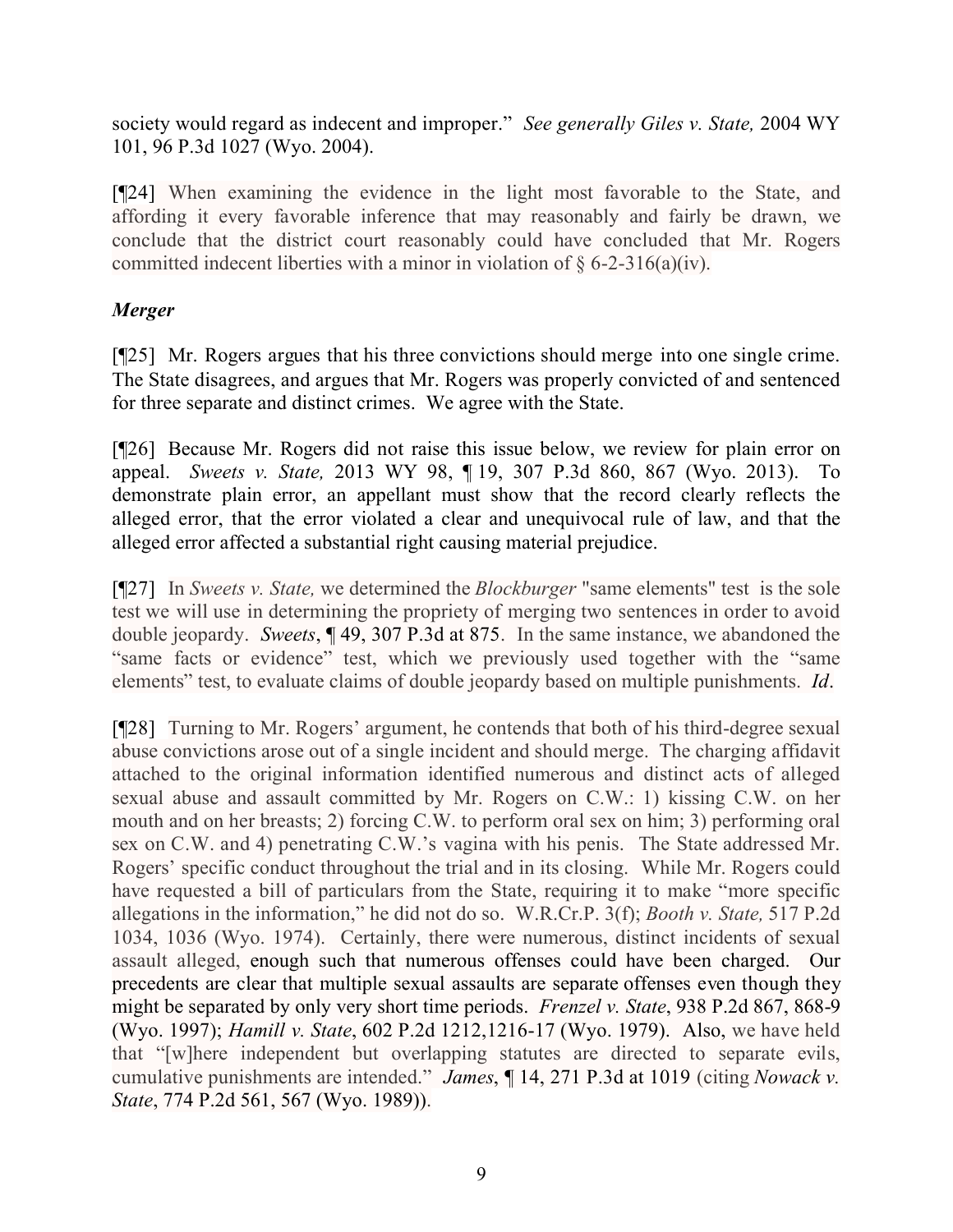society would regard as indecent and improper." *See generally Giles v. State,* 2004 WY 101, 96 P.3d 1027 (Wyo. 2004).

[¶24] When examining the evidence in the light most favorable to the State, and affording it every favorable inference that may reasonably and fairly be drawn, we conclude that the district court reasonably could have concluded that Mr. Rogers committed indecent liberties with a minor in violation of § 6-2-316(a)(iv).

### *Merger*

[¶25] Mr. Rogers argues that his three convictions should merge into one single crime. The State disagrees, and argues that Mr. Rogers was properly convicted of and sentenced for three separate and distinct crimes. We agree with the State.

[¶26] Because Mr. Rogers did not raise this issue below, we review for plain error on appeal. *Sweets v. State,* 2013 WY 98, ¶ 19, 307 P.3d 860, 867 (Wyo. 2013). To demonstrate plain error, an appellant must show that the record clearly reflects the alleged error, that the error violated a clear and unequivocal rule of law, and that the alleged error affected a substantial right causing material prejudice.

[¶27] In *Sweets v. State,* we determined the *Blockburger* "same elements" test is the sole test we will use in determining the propriety of merging two sentences in order to avoid double jeopardy. *Sweets*, ¶ 49, 307 P.3d at 875. In the same instance, we abandoned the "same facts or evidence" test, which we previously used together with the "same elements" test, to evaluate claims of double jeopardy based on multiple punishments. *Id*.

[¶28] Turning to Mr. Rogers' argument, he contends that both of his third-degree sexual abuse convictions arose out of a single incident and should merge. The charging affidavit attached to the original information identified numerous and distinct acts of alleged sexual abuse and assault committed by Mr. Rogers on C.W.: 1) kissing C.W. on her mouth and on her breasts; 2) forcing C.W. to perform oral sex on him; 3) performing oral sex on C.W. and 4) penetrating C.W.'s vagina with his penis. The State addressed Mr. Rogers' specific conduct throughout the trial and in its closing. While Mr. Rogers could have requested a bill of particulars from the State, requiring it to make "more specific allegations in the information," he did not do so. W.R.Cr.P. 3(f); *Booth v. State,* 517 P.2d 1034, 1036 (Wyo. 1974). Certainly, there were numerous, distinct incidents of sexual assault alleged, enough such that numerous offenses could have been charged. Our precedents are clear that multiple sexual assaults are separate offenses even though they might be separated by only very short time periods. *Frenzel v. State*, 938 P.2d 867, 868-9 (Wyo. 1997); *Hamill v. State*, 602 P.2d 1212,1216-17 (Wyo. 1979). Also, we have held that "[w]here independent but overlapping statutes are directed to separate evils, cumulative punishments are intended." *James*, ¶ 14, 271 P.3d at 1019 (citing *Nowack v. State*, 774 P.2d 561, 567 (Wyo. 1989)).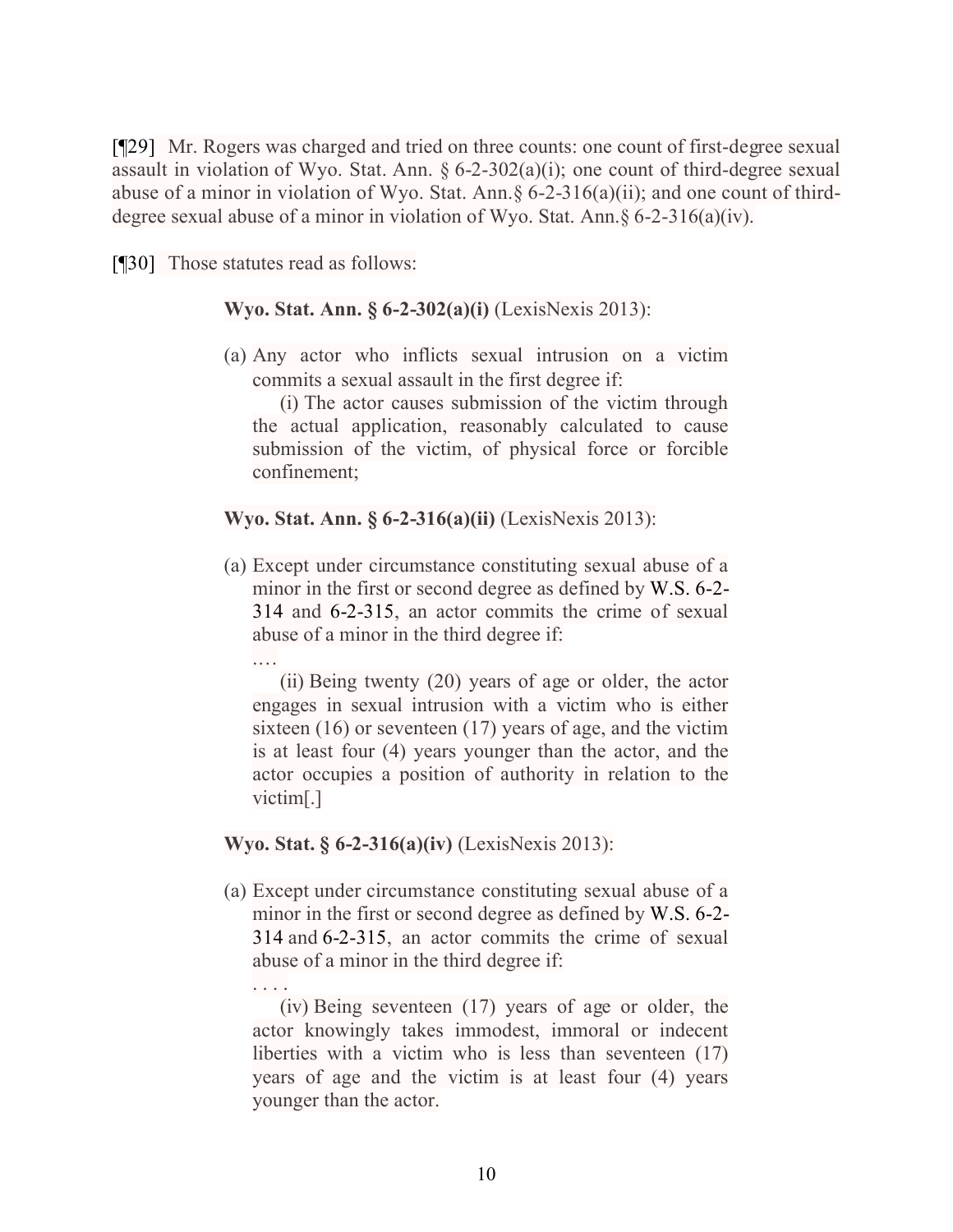[¶29] Mr. Rogers was charged and tried on three counts: one count of first-degree sexual assault in violation of Wyo. Stat. Ann. § 6-2-302(a)(i); one count of third-degree sexual abuse of a minor in violation of Wyo. Stat. Ann.§ 6-2-316(a)(ii); and one count of third-degree sexual abuse of a minor in violation of Wyo. Stat. Ann.§ 6-2-316(a)(iv).

[¶30] Those statutes read as follows:

> **Wyo. Stat. Ann. § 6-2-302(a)(i)** (LexisNexis 2013):
>
> (a) Any actor who inflicts sexual intrusion on a victim commits a sexual assault in the first degree if:
>
> (i) The actor causes submission of the victim through the actual application, reasonably calculated to cause submission of the victim, of physical force or forcible confinement;
>
> **Wyo. Stat. Ann. § 6-2-316(a)(ii)** (LexisNexis 2013):
>
> (a) Except under circumstance constituting sexual abuse of a minor in the first or second degree as defined by W.S. 6-2-314 and 6-2-315, an actor commits the crime of sexual abuse of a minor in the third degree if:
>
> ….
>
> (ii) Being twenty (20) years of age or older, the actor engages in sexual intrusion with a victim who is either sixteen (16) or seventeen (17) years of age, and the victim is at least four (4) years younger than the actor, and the actor occupies a position of authority in relation to the victim[.]
>
> **Wyo. Stat. § 6-2-316(a)(iv)** (LexisNexis 2013):
>
> (a) Except under circumstance constituting sexual abuse of a minor in the first or second degree as defined by W.S. 6-2-314 and 6-2-315, an actor commits the crime of sexual abuse of a minor in the third degree if:
>
> . . . .
>
> (iv) Being seventeen (17) years of age or older, the actor knowingly takes immodest, immoral or indecent liberties with a victim who is less than seventeen (17) years of age and the victim is at least four (4) years younger than the actor.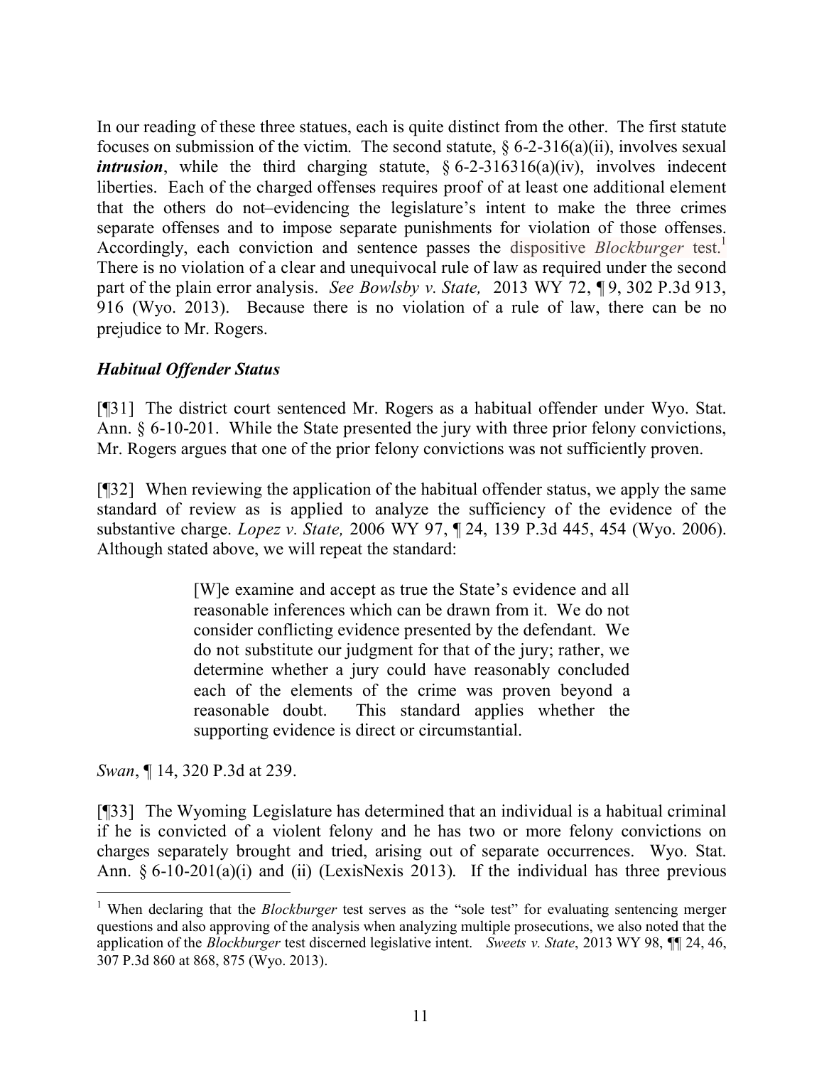In our reading of these three statues, each is quite distinct from the other. The first statute focuses on submission of the victim. The second statute, § 6-2-316(a)(ii), involves sexual ***intrusion***, while the third charging statute, § 6-2-316316(a)(iv), involves indecent liberties. Each of the charged offenses requires proof of at least one additional element that the others do not–evidencing the legislature's intent to make the three crimes separate offenses and to impose separate punishments for violation of those offenses. Accordingly, each conviction and sentence passes the dispositive *Blockburger* test.[1] There is no violation of a clear and unequivocal rule of law as required under the second part of the plain error analysis. *See Bowlsby v. State,* 2013 WY 72, ¶ 9, 302 P.3d 913, 916 (Wyo. 2013). Because there is no violation of a rule of law, there can be no prejudice to Mr. Rogers.

### *Habitual Offender Status*

[¶31] The district court sentenced Mr. Rogers as a habitual offender under Wyo. Stat. Ann. § 6-10-201. While the State presented the jury with three prior felony convictions, Mr. Rogers argues that one of the prior felony convictions was not sufficiently proven.

[¶32] When reviewing the application of the habitual offender status, we apply the same standard of review as is applied to analyze the sufficiency of the evidence of the substantive charge. *Lopez v. State,* 2006 WY 97, ¶ 24, 139 P.3d 445, 454 (Wyo. 2006). Although stated above, we will repeat the standard:

> [W]e examine and accept as true the State's evidence and all reasonable inferences which can be drawn from it. We do not consider conflicting evidence presented by the defendant. We do not substitute our judgment for that of the jury; rather, we determine whether a jury could have reasonably concluded each of the elements of the crime was proven beyond a reasonable doubt. This standard applies whether the supporting evidence is direct or circumstantial.

*Swan*, ¶ 14, 320 P.3d at 239.

[¶33] The Wyoming Legislature has determined that an individual is a habitual criminal if he is convicted of a violent felony and he has two or more felony convictions on charges separately brought and tried, arising out of separate occurrences. Wyo. Stat. Ann. § 6-10-201(a)(i) and (ii) (LexisNexis 2013). If the individual has three previous

---

[1] When declaring that the *Blockburger* test serves as the "sole test" for evaluating sentencing merger questions and also approving of the analysis when analyzing multiple prosecutions, we also noted that the application of the *Blockburger* test discerned legislative intent. *Sweets v. State*, 2013 WY 98, ¶¶ 24, 46, 307 P.3d 860 at 868, 875 (Wyo. 2013).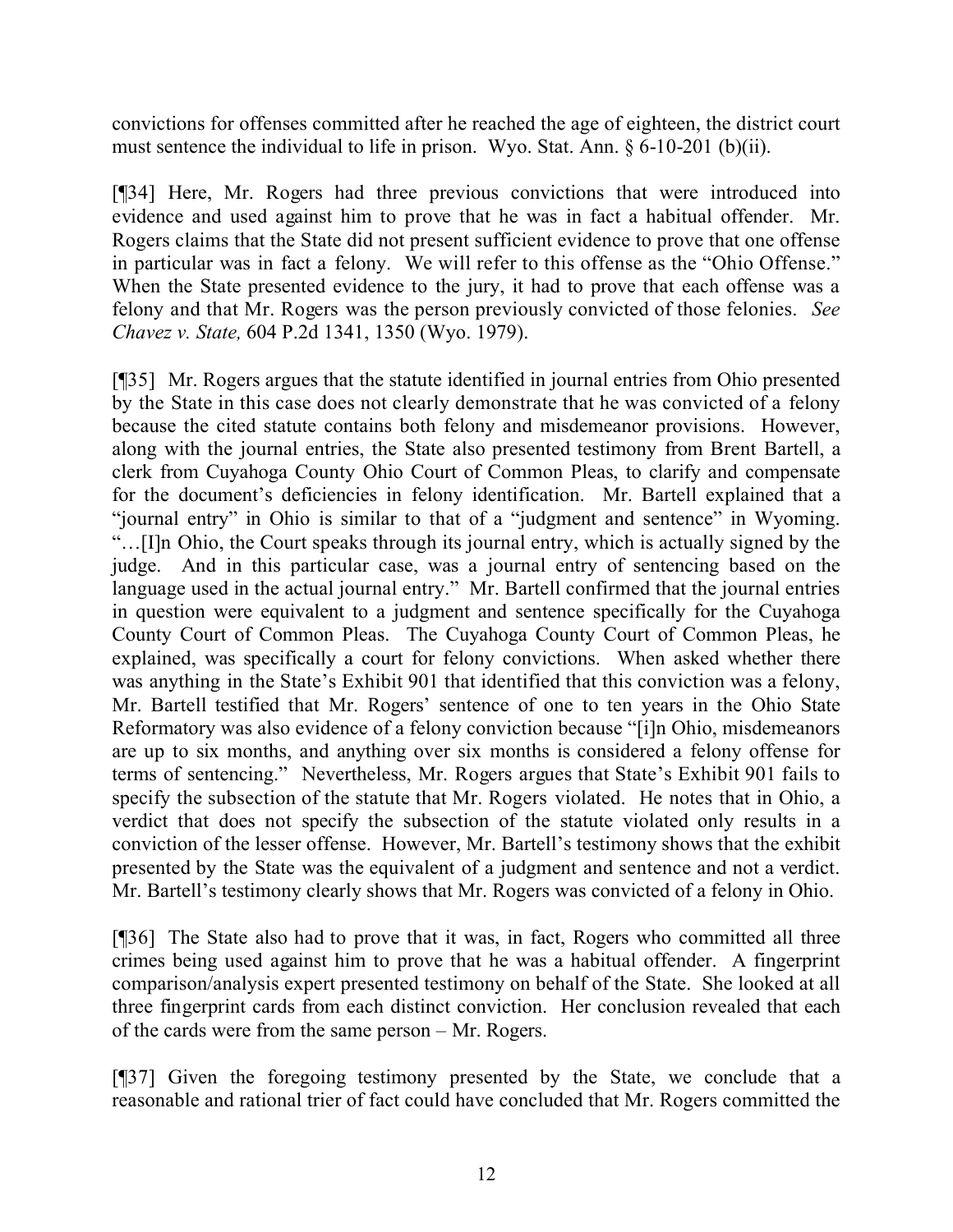convictions for offenses committed after he reached the age of eighteen, the district court must sentence the individual to life in prison. Wyo. Stat. Ann. § 6-10-201 (b)(ii).

[¶34] Here, Mr. Rogers had three previous convictions that were introduced into evidence and used against him to prove that he was in fact a habitual offender. Mr. Rogers claims that the State did not present sufficient evidence to prove that one offense in particular was in fact a felony. We will refer to this offense as the "Ohio Offense." When the State presented evidence to the jury, it had to prove that each offense was a felony and that Mr. Rogers was the person previously convicted of those felonies. *See Chavez v. State,* 604 P.2d 1341, 1350 (Wyo. 1979).

[¶35] Mr. Rogers argues that the statute identified in journal entries from Ohio presented by the State in this case does not clearly demonstrate that he was convicted of a felony because the cited statute contains both felony and misdemeanor provisions. However, along with the journal entries, the State also presented testimony from Brent Bartell, a clerk from Cuyahoga County Ohio Court of Common Pleas, to clarify and compensate for the document's deficiencies in felony identification. Mr. Bartell explained that a "journal entry" in Ohio is similar to that of a "judgment and sentence" in Wyoming. "…[I]n Ohio, the Court speaks through its journal entry, which is actually signed by the judge. And in this particular case, was a journal entry of sentencing based on the language used in the actual journal entry." Mr. Bartell confirmed that the journal entries in question were equivalent to a judgment and sentence specifically for the Cuyahoga County Court of Common Pleas. The Cuyahoga County Court of Common Pleas, he explained, was specifically a court for felony convictions. When asked whether there was anything in the State's Exhibit 901 that identified that this conviction was a felony, Mr. Bartell testified that Mr. Rogers' sentence of one to ten years in the Ohio State Reformatory was also evidence of a felony conviction because "[i]n Ohio, misdemeanors are up to six months, and anything over six months is considered a felony offense for terms of sentencing." Nevertheless, Mr. Rogers argues that State's Exhibit 901 fails to specify the subsection of the statute that Mr. Rogers violated. He notes that in Ohio, a verdict that does not specify the subsection of the statute violated only results in a conviction of the lesser offense. However, Mr. Bartell's testimony shows that the exhibit presented by the State was the equivalent of a judgment and sentence and not a verdict. Mr. Bartell's testimony clearly shows that Mr. Rogers was convicted of a felony in Ohio.

[¶36] The State also had to prove that it was, in fact, Rogers who committed all three crimes being used against him to prove that he was a habitual offender. A fingerprint comparison/analysis expert presented testimony on behalf of the State. She looked at all three fingerprint cards from each distinct conviction. Her conclusion revealed that each of the cards were from the same person – Mr. Rogers.

[¶37] Given the foregoing testimony presented by the State, we conclude that a reasonable and rational trier of fact could have concluded that Mr. Rogers committed the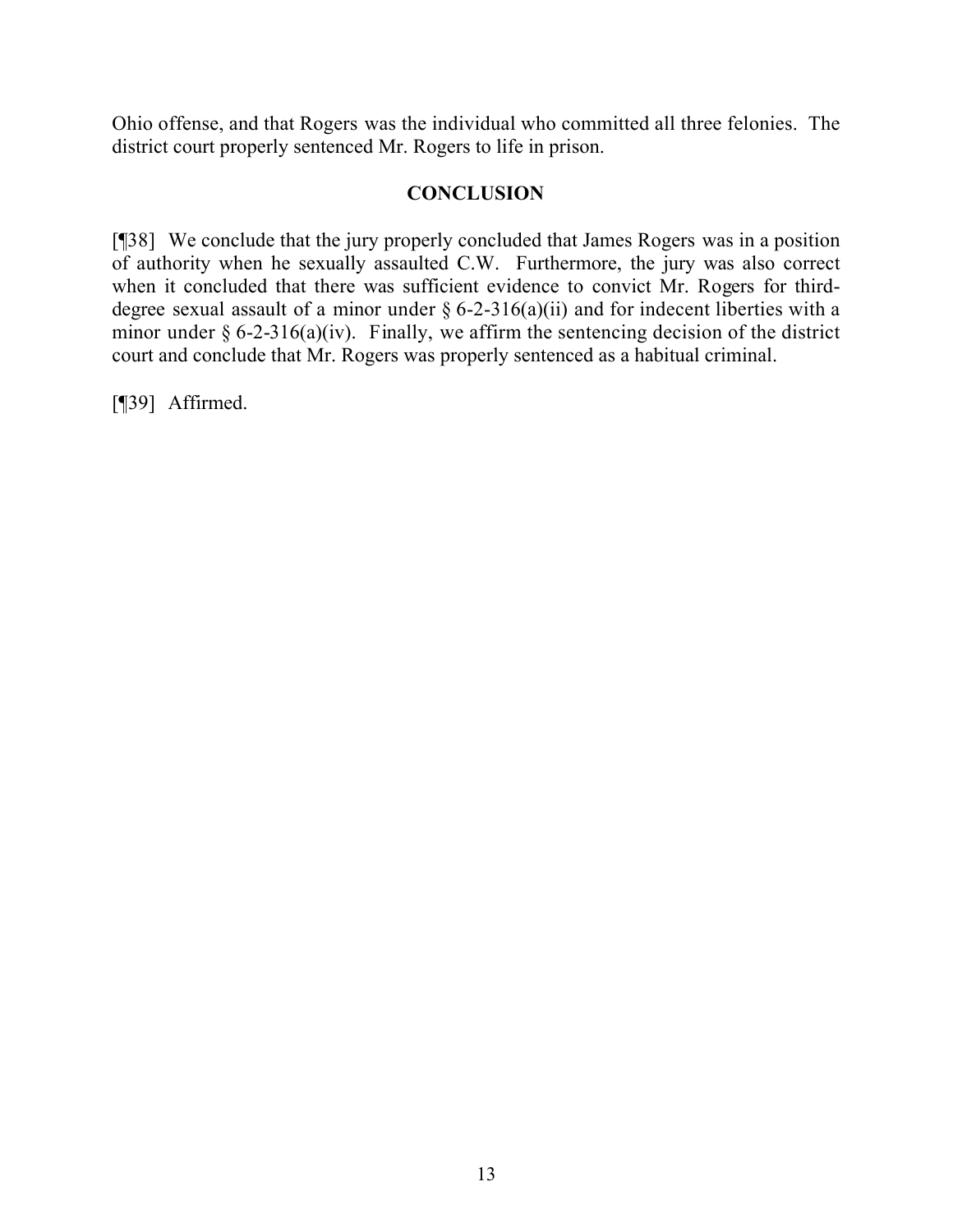Ohio offense, and that Rogers was the individual who committed all three felonies. The district court properly sentenced Mr. Rogers to life in prison.

## CONCLUSION

[¶38] We conclude that the jury properly concluded that James Rogers was in a position of authority when he sexually assaulted C.W. Furthermore, the jury was also correct when it concluded that there was sufficient evidence to convict Mr. Rogers for third-degree sexual assault of a minor under § 6-2-316(a)(ii) and for indecent liberties with a minor under § 6-2-316(a)(iv). Finally, we affirm the sentencing decision of the district court and conclude that Mr. Rogers was properly sentenced as a habitual criminal.

[¶39] Affirmed.